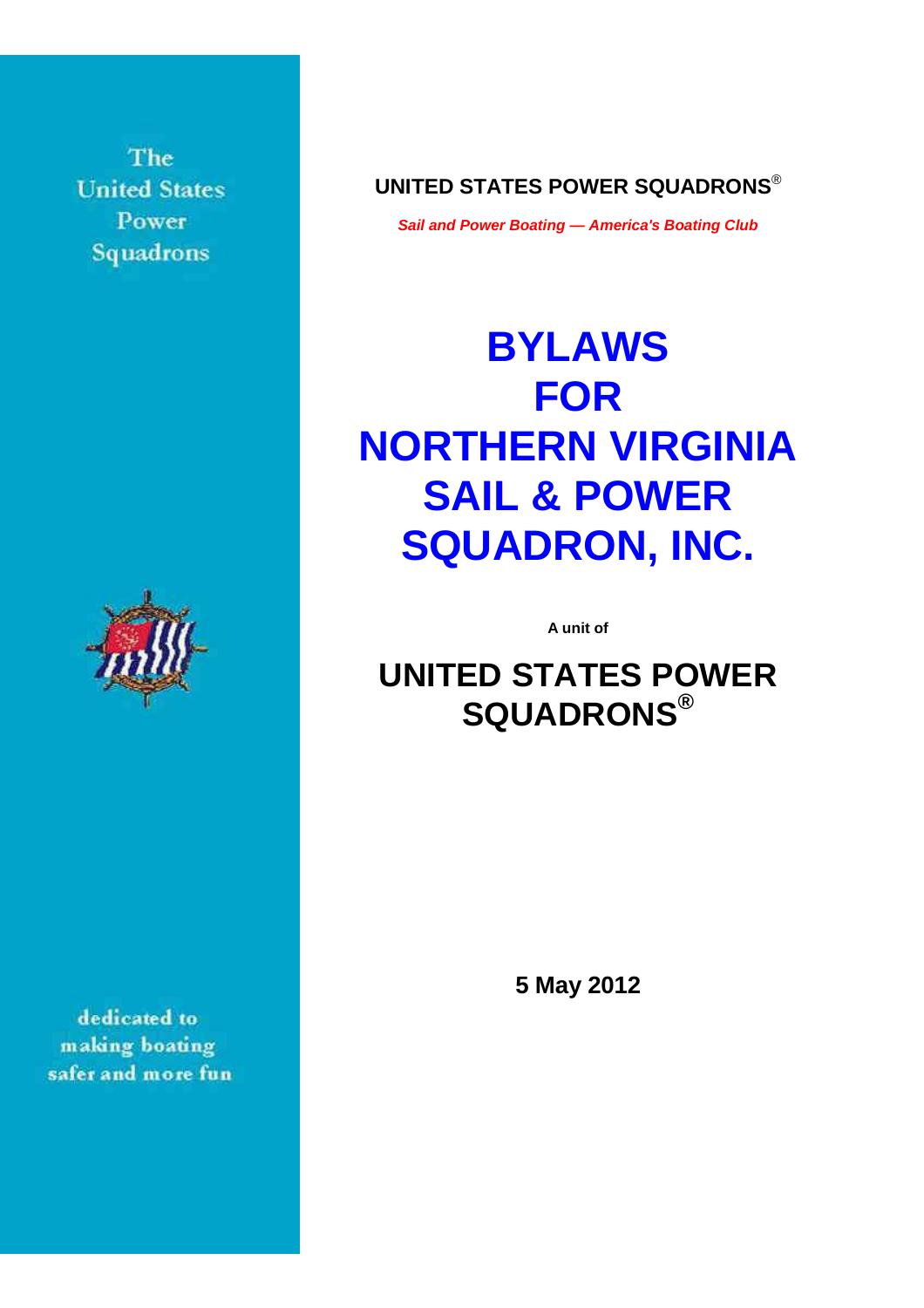The United States Power Squadrons

**UNITED STATES POWER SQUADRONS®**

***Sail and Power Boating — America's Boating Club***

# BYLAWS FOR NORTHERN VIRGINIA SAIL & POWER SQUADRON, INC.

**A unit of**

## UNITED STATES POWER SQUADRONS®

**5 May 2012**

dedicated to making boating safer and more fun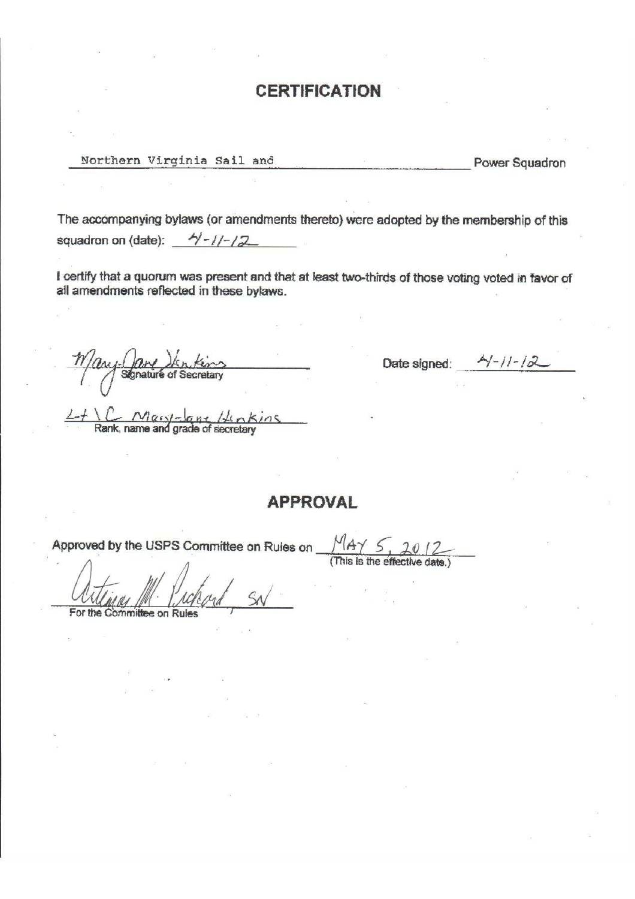# CERTIFICATION

Northern Virginia Sail and Power Squadron

The accompanying bylaws (or amendments thereto) were adopted by the membership of this squadron on (date): 4-11-12

I certify that a quorum was present and that at least two-thirds of those voting voted in favor of all amendments reflected in these bylaws.

Mary-Jane Henkins
Signature of Secretary

Date signed: 4-11-12

Lt/C Mary-Jane Henkins
Rank, name and grade of secretary

# APPROVAL

Approved by the USPS Committee on Rules on MAY 5, 2012
(This is the effective date.)

Antonia M. Pickard, SN
For the Committee on Rules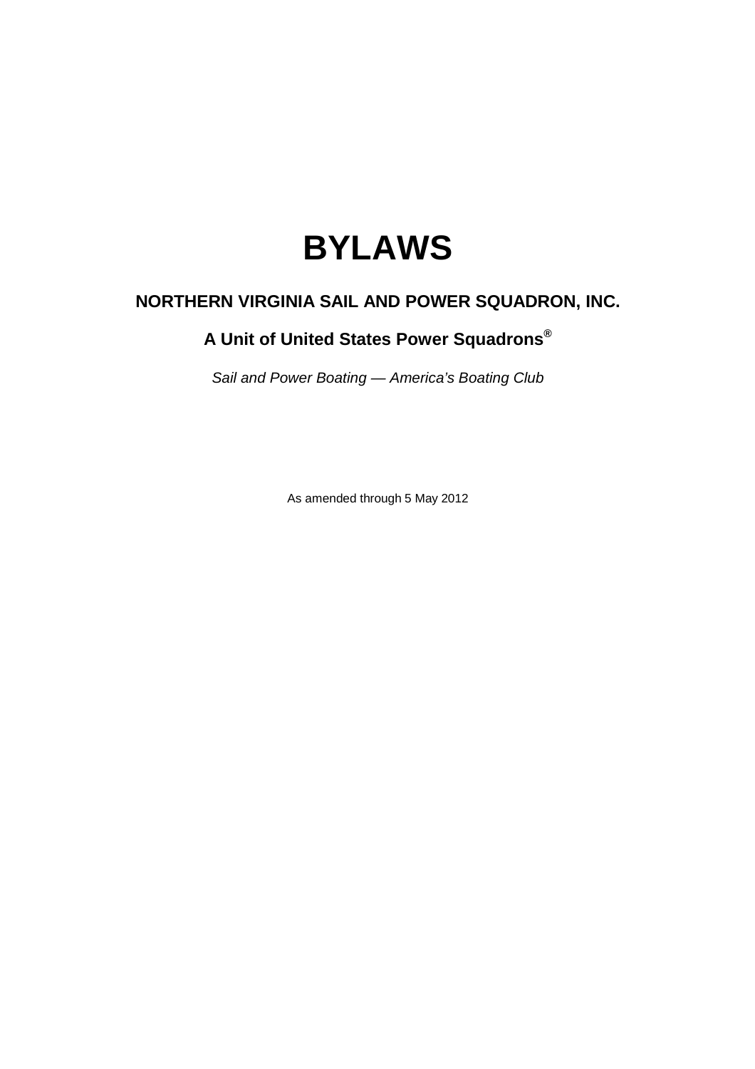# BYLAWS

## NORTHERN VIRGINIA SAIL AND POWER SQUADRON, INC.

### A Unit of United States Power Squadrons®

*Sail and Power Boating — America's Boating Club*

As amended through 5 May 2012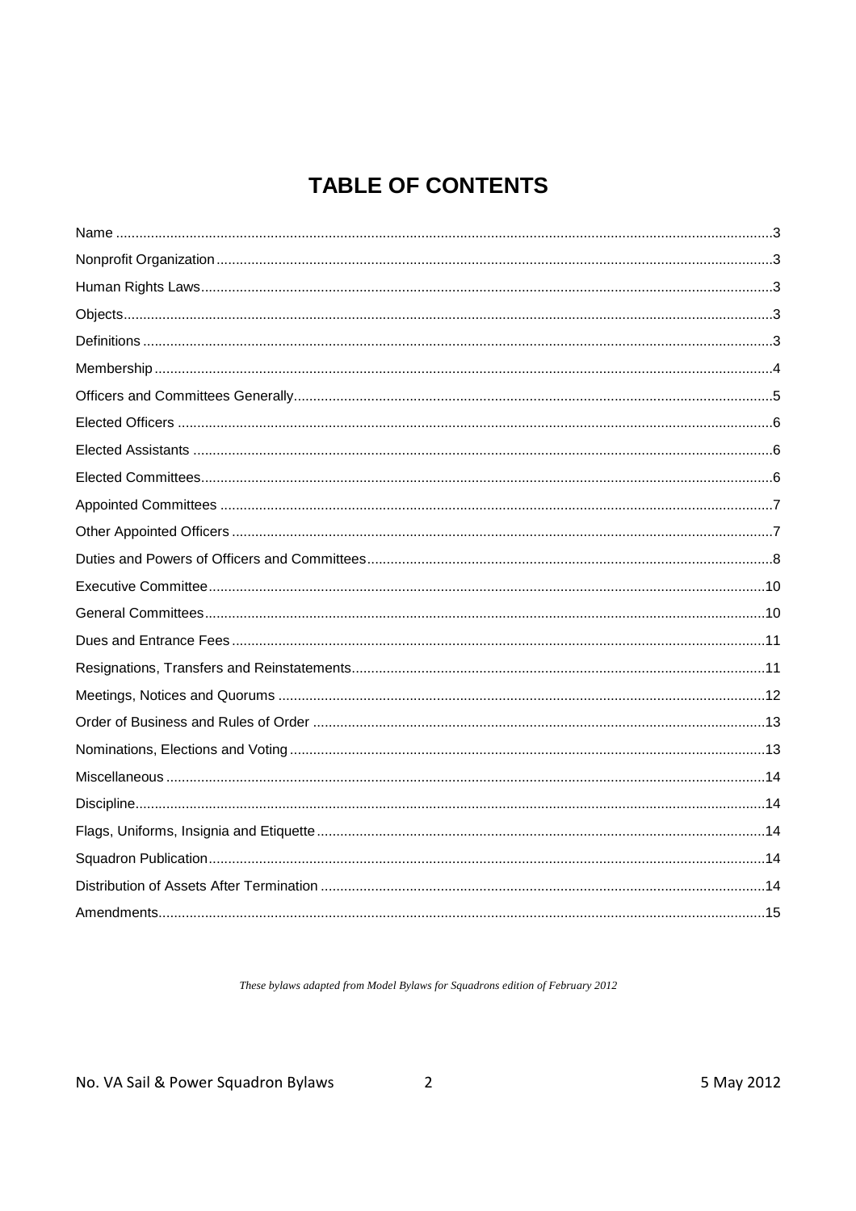# TABLE OF CONTENTS

| | |
|---|---|
| Name | 3 |
| Nonprofit Organization | 3 |
| Human Rights Laws | 3 |
| Objects | 3 |
| Definitions | 3 |
| Membership | 4 |
| Officers and Committees Generally | 5 |
| Elected Officers | 6 |
| Elected Assistants | 6 |
| Elected Committees | 6 |
| Appointed Committees | 7 |
| Other Appointed Officers | 7 |
| Duties and Powers of Officers and Committees | 8 |
| Executive Committee | 10 |
| General Committees | 10 |
| Dues and Entrance Fees | 11 |
| Resignations, Transfers and Reinstatements | 11 |
| Meetings, Notices and Quorums | 12 |
| Order of Business and Rules of Order | 13 |
| Nominations, Elections and Voting | 13 |
| Miscellaneous | 14 |
| Discipline | 14 |
| Flags, Uniforms, Insignia and Etiquette | 14 |
| Squadron Publication | 14 |
| Distribution of Assets After Termination | 14 |
| Amendments | 15 |

*These bylaws adapted from Model Bylaws for Squadrons edition of February 2012*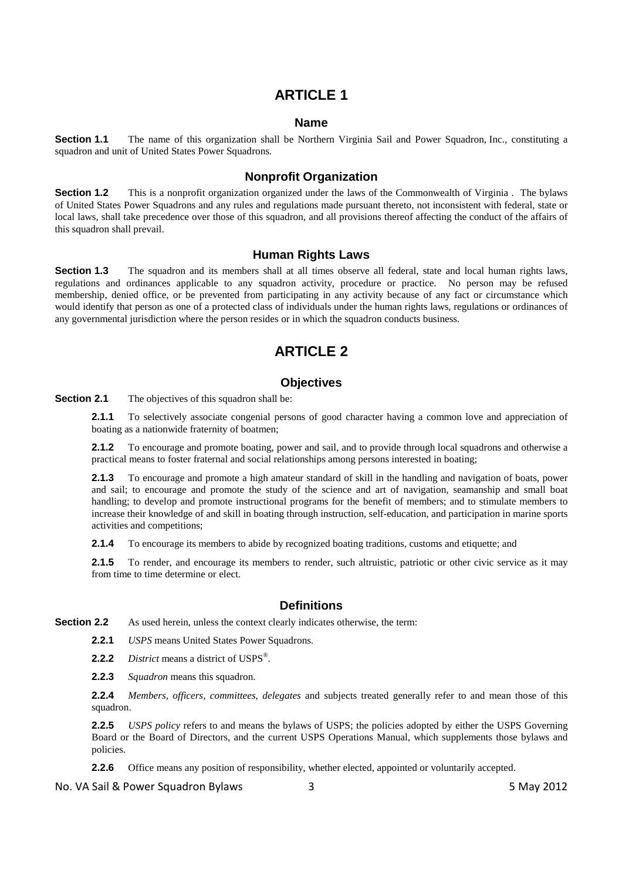# ARTICLE 1

## Name

**Section 1.1** The name of this organization shall be Northern Virginia Sail and Power Squadron, Inc., constituting a squadron and unit of United States Power Squadrons.

## Nonprofit Organization

**Section 1.2** This is a nonprofit organization organized under the laws of the Commonwealth of Virginia . The bylaws of United States Power Squadrons and any rules and regulations made pursuant thereto, not inconsistent with federal, state or local laws, shall take precedence over those of this squadron, and all provisions thereof affecting the conduct of the affairs of this squadron shall prevail.

## Human Rights Laws

**Section 1.3** The squadron and its members shall at all times observe all federal, state and local human rights laws, regulations and ordinances applicable to any squadron activity, procedure or practice. No person may be refused membership, denied office, or be prevented from participating in any activity because of any fact or circumstance which would identify that person as one of a protected class of individuals under the human rights laws, regulations or ordinances of any governmental jurisdiction where the person resides or in which the squadron conducts business.

# ARTICLE 2

## Objectives

**Section 2.1** The objectives of this squadron shall be:

**2.1.1** To selectively associate congenial persons of good character having a common love and appreciation of boating as a nationwide fraternity of boatmen;

**2.1.2** To encourage and promote boating, power and sail, and to provide through local squadrons and otherwise a practical means to foster fraternal and social relationships among persons interested in boating;

**2.1.3** To encourage and promote a high amateur standard of skill in the handling and navigation of boats, power and sail; to encourage and promote the study of the science and art of navigation, seamanship and small boat handling; to develop and promote instructional programs for the benefit of members; and to stimulate members to increase their knowledge of and skill in boating through instruction, self-education, and participation in marine sports activities and competitions;

**2.1.4** To encourage its members to abide by recognized boating traditions, customs and etiquette; and

**2.1.5** To render, and encourage its members to render, such altruistic, patriotic or other civic service as it may from time to time determine or elect.

## Definitions

**Section 2.2** As used herein, unless the context clearly indicates otherwise, the term:

**2.2.1** *USPS* means United States Power Squadrons.

**2.2.2** *District* means a district of USPS®.

**2.2.3** *Squadron* means this squadron.

**2.2.4** *Members*, *officers*, *committees*, *delegates* and subjects treated generally refer to and mean those of this squadron.

**2.2.5** *USPS policy* refers to and means the bylaws of USPS; the policies adopted by either the USPS Governing Board or the Board of Directors, and the current USPS Operations Manual, which supplements those bylaws and policies.

**2.2.6** Office means any position of responsibility, whether elected, appointed or voluntarily accepted.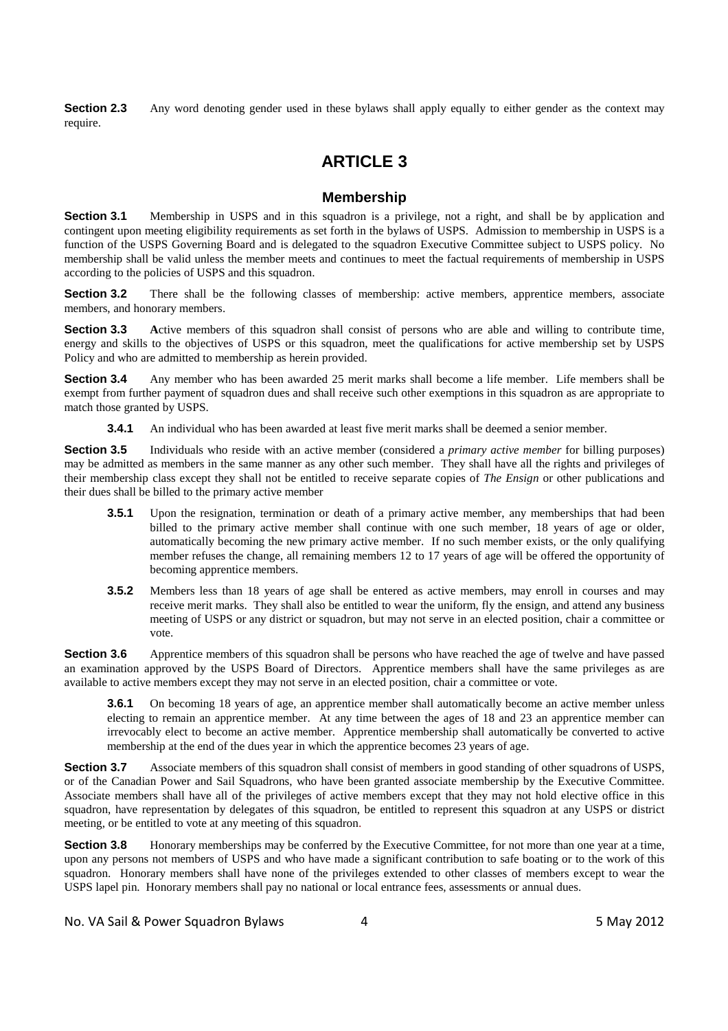**Section 2.3** Any word denoting gender used in these bylaws shall apply equally to either gender as the context may require.

# ARTICLE 3

## Membership

**Section 3.1** Membership in USPS and in this squadron is a privilege, not a right, and shall be by application and contingent upon meeting eligibility requirements as set forth in the bylaws of USPS. Admission to membership in USPS is a function of the USPS Governing Board and is delegated to the squadron Executive Committee subject to USPS policy. No membership shall be valid unless the member meets and continues to meet the factual requirements of membership in USPS according to the policies of USPS and this squadron.

**Section 3.2** There shall be the following classes of membership: active members, apprentice members, associate members, and honorary members.

**Section 3.3** **A**ctive members of this squadron shall consist of persons who are able and willing to contribute time, energy and skills to the objectives of USPS or this squadron, meet the qualifications for active membership set by USPS Policy and who are admitted to membership as herein provided.

**Section 3.4** Any member who has been awarded 25 merit marks shall become a life member. Life members shall be exempt from further payment of squadron dues and shall receive such other exemptions in this squadron as are appropriate to match those granted by USPS.

**3.4.1** An individual who has been awarded at least five merit marks shall be deemed a senior member.

**Section 3.5** Individuals who reside with an active member (considered a *primary active member* for billing purposes) may be admitted as members in the same manner as any other such member. They shall have all the rights and privileges of their membership class except they shall not be entitled to receive separate copies of *The Ensign* or other publications and their dues shall be billed to the primary active member

**3.5.1** Upon the resignation, termination or death of a primary active member, any memberships that had been billed to the primary active member shall continue with one such member, 18 years of age or older, automatically becoming the new primary active member. If no such member exists, or the only qualifying member refuses the change, all remaining members 12 to 17 years of age will be offered the opportunity of becoming apprentice members.

**3.5.2** Members less than 18 years of age shall be entered as active members, may enroll in courses and may receive merit marks. They shall also be entitled to wear the uniform, fly the ensign, and attend any business meeting of USPS or any district or squadron, but may not serve in an elected position, chair a committee or vote.

**Section 3.6** Apprentice members of this squadron shall be persons who have reached the age of twelve and have passed an examination approved by the USPS Board of Directors. Apprentice members shall have the same privileges as are available to active members except they may not serve in an elected position, chair a committee or vote.

**3.6.1** On becoming 18 years of age, an apprentice member shall automatically become an active member unless electing to remain an apprentice member. At any time between the ages of 18 and 23 an apprentice member can irrevocably elect to become an active member. Apprentice membership shall automatically be converted to active membership at the end of the dues year in which the apprentice becomes 23 years of age.

**Section 3.7** Associate members of this squadron shall consist of members in good standing of other squadrons of USPS, or of the Canadian Power and Sail Squadrons, who have been granted associate membership by the Executive Committee. Associate members shall have all of the privileges of active members except that they may not hold elective office in this squadron, have representation by delegates of this squadron, be entitled to represent this squadron at any USPS or district meeting, or be entitled to vote at any meeting of this squadron.

**Section 3.8** Honorary memberships may be conferred by the Executive Committee, for not more than one year at a time, upon any persons not members of USPS and who have made a significant contribution to safe boating or to the work of this squadron. Honorary members shall have none of the privileges extended to other classes of members except to wear the USPS lapel pin. Honorary members shall pay no national or local entrance fees, assessments or annual dues.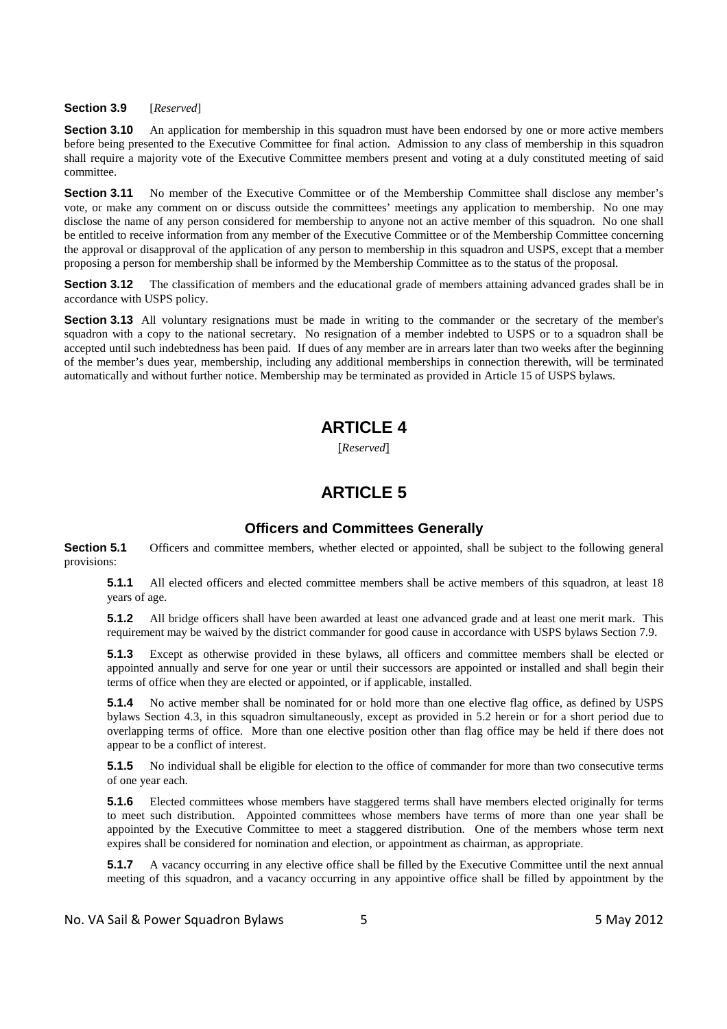**Section 3.9** [*Reserved*]

**Section 3.10** An application for membership in this squadron must have been endorsed by one or more active members before being presented to the Executive Committee for final action. Admission to any class of membership in this squadron shall require a majority vote of the Executive Committee members present and voting at a duly constituted meeting of said committee.

**Section 3.11** No member of the Executive Committee or of the Membership Committee shall disclose any member's vote, or make any comment on or discuss outside the committees' meetings any application to membership. No one may disclose the name of any person considered for membership to anyone not an active member of this squadron. No one shall be entitled to receive information from any member of the Executive Committee or of the Membership Committee concerning the approval or disapproval of the application of any person to membership in this squadron and USPS, except that a member proposing a person for membership shall be informed by the Membership Committee as to the status of the proposal.

**Section 3.12** The classification of members and the educational grade of members attaining advanced grades shall be in accordance with USPS policy.

**Section 3.13** All voluntary resignations must be made in writing to the commander or the secretary of the member's squadron with a copy to the national secretary. No resignation of a member indebted to USPS or to a squadron shall be accepted until such indebtedness has been paid. If dues of any member are in arrears later than two weeks after the beginning of the member's dues year, membership, including any additional memberships in connection therewith, will be terminated automatically and without further notice. Membership may be terminated as provided in Article 15 of USPS bylaws.

# ARTICLE 4

[*Reserved*]

# ARTICLE 5

## Officers and Committees Generally

**Section 5.1** Officers and committee members, whether elected or appointed, shall be subject to the following general provisions:

**5.1.1** All elected officers and elected committee members shall be active members of this squadron, at least 18 years of age.

**5.1.2** All bridge officers shall have been awarded at least one advanced grade and at least one merit mark. This requirement may be waived by the district commander for good cause in accordance with USPS bylaws Section 7.9.

**5.1.3** Except as otherwise provided in these bylaws, all officers and committee members shall be elected or appointed annually and serve for one year or until their successors are appointed or installed and shall begin their terms of office when they are elected or appointed, or if applicable, installed.

**5.1.4** No active member shall be nominated for or hold more than one elective flag office, as defined by USPS bylaws Section 4.3, in this squadron simultaneously, except as provided in 5.2 herein or for a short period due to overlapping terms of office. More than one elective position other than flag office may be held if there does not appear to be a conflict of interest.

**5.1.5** No individual shall be eligible for election to the office of commander for more than two consecutive terms of one year each.

**5.1.6** Elected committees whose members have staggered terms shall have members elected originally for terms to meet such distribution. Appointed committees whose members have terms of more than one year shall be appointed by the Executive Committee to meet a staggered distribution. One of the members whose term next expires shall be considered for nomination and election, or appointment as chairman, as appropriate.

**5.1.7** A vacancy occurring in any elective office shall be filled by the Executive Committee until the next annual meeting of this squadron, and a vacancy occurring in any appointive office shall be filled by appointment by the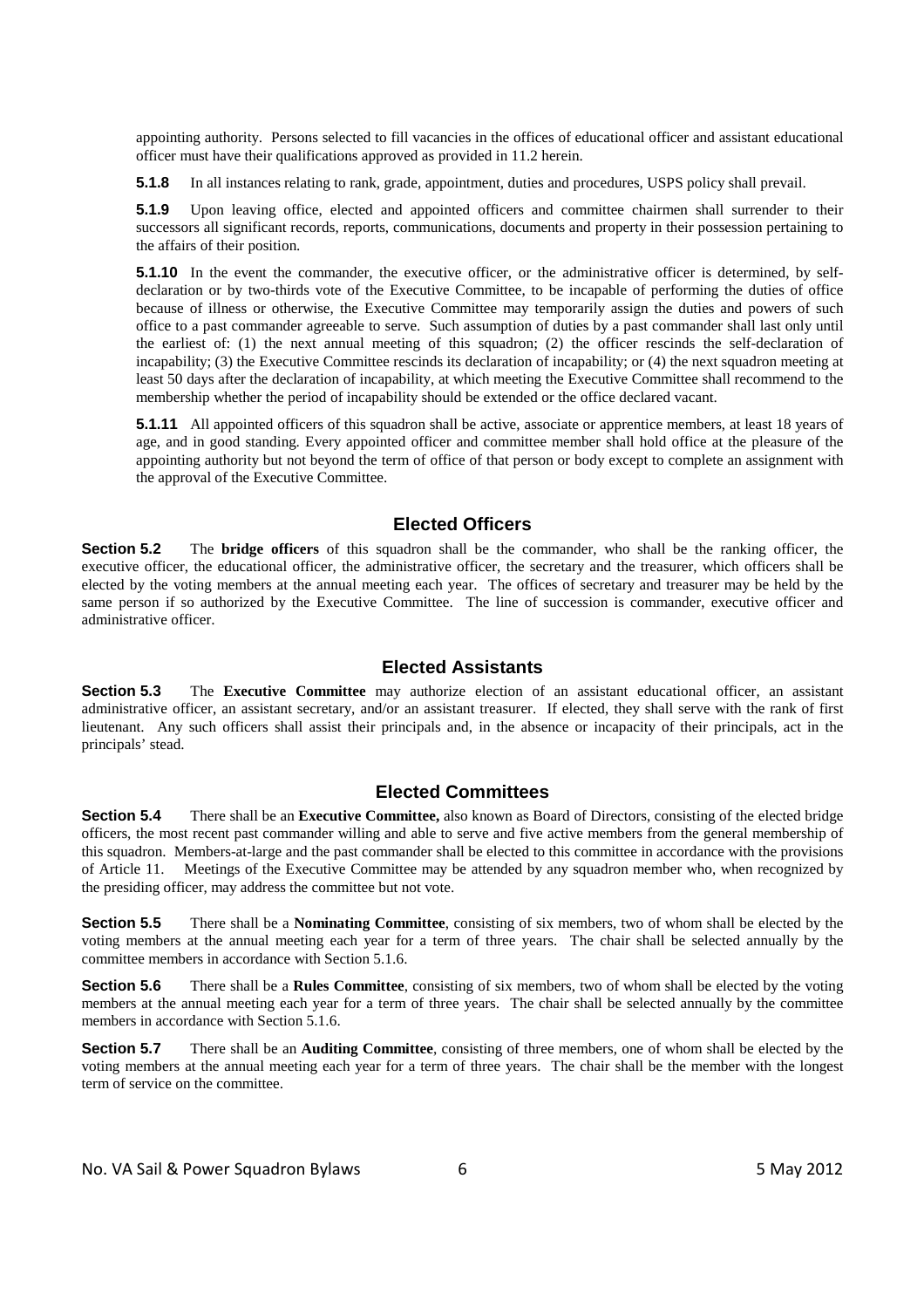appointing authority. Persons selected to fill vacancies in the offices of educational officer and assistant educational officer must have their qualifications approved as provided in 11.2 herein.

**5.1.8** In all instances relating to rank, grade, appointment, duties and procedures, USPS policy shall prevail.

**5.1.9** Upon leaving office, elected and appointed officers and committee chairmen shall surrender to their successors all significant records, reports, communications, documents and property in their possession pertaining to the affairs of their position.

**5.1.10** In the event the commander, the executive officer, or the administrative officer is determined, by self-declaration or by two-thirds vote of the Executive Committee, to be incapable of performing the duties of office because of illness or otherwise, the Executive Committee may temporarily assign the duties and powers of such office to a past commander agreeable to serve. Such assumption of duties by a past commander shall last only until the earliest of: (1) the next annual meeting of this squadron; (2) the officer rescinds the self-declaration of incapability; (3) the Executive Committee rescinds its declaration of incapability; or (4) the next squadron meeting at least 50 days after the declaration of incapability, at which meeting the Executive Committee shall recommend to the membership whether the period of incapability should be extended or the office declared vacant.

**5.1.11** All appointed officers of this squadron shall be active, associate or apprentice members, at least 18 years of age, and in good standing. Every appointed officer and committee member shall hold office at the pleasure of the appointing authority but not beyond the term of office of that person or body except to complete an assignment with the approval of the Executive Committee.

## Elected Officers

**Section 5.2** The **bridge officers** of this squadron shall be the commander, who shall be the ranking officer, the executive officer, the educational officer, the administrative officer, the secretary and the treasurer, which officers shall be elected by the voting members at the annual meeting each year. The offices of secretary and treasurer may be held by the same person if so authorized by the Executive Committee. The line of succession is commander, executive officer and administrative officer.

## Elected Assistants

**Section 5.3** The **Executive Committee** may authorize election of an assistant educational officer, an assistant administrative officer, an assistant secretary, and/or an assistant treasurer. If elected, they shall serve with the rank of first lieutenant. Any such officers shall assist their principals and, in the absence or incapacity of their principals, act in the principals' stead.

## Elected Committees

**Section 5.4** There shall be an **Executive Committee,** also known as Board of Directors, consisting of the elected bridge officers, the most recent past commander willing and able to serve and five active members from the general membership of this squadron. Members-at-large and the past commander shall be elected to this committee in accordance with the provisions of Article 11. Meetings of the Executive Committee may be attended by any squadron member who, when recognized by the presiding officer, may address the committee but not vote.

**Section 5.5** There shall be a **Nominating Committee**, consisting of six members, two of whom shall be elected by the voting members at the annual meeting each year for a term of three years. The chair shall be selected annually by the committee members in accordance with Section 5.1.6.

**Section 5.6** There shall be a **Rules Committee**, consisting of six members, two of whom shall be elected by the voting members at the annual meeting each year for a term of three years. The chair shall be selected annually by the committee members in accordance with Section 5.1.6.

**Section 5.7** There shall be an **Auditing Committee**, consisting of three members, one of whom shall be elected by the voting members at the annual meeting each year for a term of three years. The chair shall be the member with the longest term of service on the committee.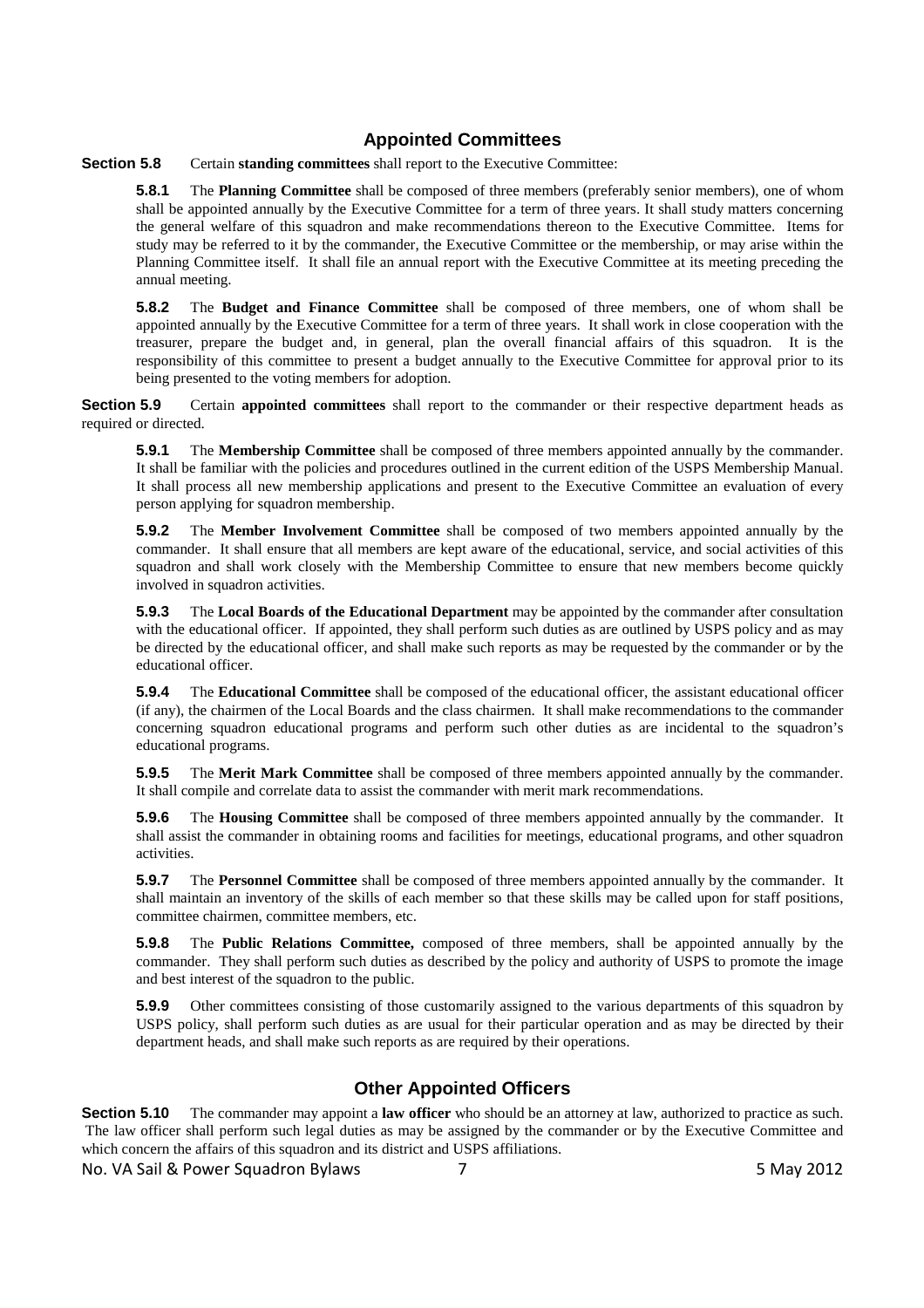## Appointed Committees

**Section 5.8** Certain **standing committees** shall report to the Executive Committee:

**5.8.1** The **Planning Committee** shall be composed of three members (preferably senior members), one of whom shall be appointed annually by the Executive Committee for a term of three years. It shall study matters concerning the general welfare of this squadron and make recommendations thereon to the Executive Committee. Items for study may be referred to it by the commander, the Executive Committee or the membership, or may arise within the Planning Committee itself. It shall file an annual report with the Executive Committee at its meeting preceding the annual meeting.

**5.8.2** The **Budget and Finance Committee** shall be composed of three members, one of whom shall be appointed annually by the Executive Committee for a term of three years. It shall work in close cooperation with the treasurer, prepare the budget and, in general, plan the overall financial affairs of this squadron. It is the responsibility of this committee to present a budget annually to the Executive Committee for approval prior to its being presented to the voting members for adoption.

**Section 5.9** Certain **appointed committees** shall report to the commander or their respective department heads as required or directed.

**5.9.1** The **Membership Committee** shall be composed of three members appointed annually by the commander. It shall be familiar with the policies and procedures outlined in the current edition of the USPS Membership Manual. It shall process all new membership applications and present to the Executive Committee an evaluation of every person applying for squadron membership.

**5.9.2** The **Member Involvement Committee** shall be composed of two members appointed annually by the commander. It shall ensure that all members are kept aware of the educational, service, and social activities of this squadron and shall work closely with the Membership Committee to ensure that new members become quickly involved in squadron activities.

**5.9.3** The **Local Boards of the Educational Department** may be appointed by the commander after consultation with the educational officer. If appointed, they shall perform such duties as are outlined by USPS policy and as may be directed by the educational officer, and shall make such reports as may be requested by the commander or by the educational officer.

**5.9.4** The **Educational Committee** shall be composed of the educational officer, the assistant educational officer (if any), the chairmen of the Local Boards and the class chairmen. It shall make recommendations to the commander concerning squadron educational programs and perform such other duties as are incidental to the squadron's educational programs.

**5.9.5** The **Merit Mark Committee** shall be composed of three members appointed annually by the commander. It shall compile and correlate data to assist the commander with merit mark recommendations.

**5.9.6** The **Housing Committee** shall be composed of three members appointed annually by the commander. It shall assist the commander in obtaining rooms and facilities for meetings, educational programs, and other squadron activities.

**5.9.7** The **Personnel Committee** shall be composed of three members appointed annually by the commander. It shall maintain an inventory of the skills of each member so that these skills may be called upon for staff positions, committee chairmen, committee members, etc.

**5.9.8** The **Public Relations Committee,** composed of three members, shall be appointed annually by the commander. They shall perform such duties as described by the policy and authority of USPS to promote the image and best interest of the squadron to the public.

**5.9.9** Other committees consisting of those customarily assigned to the various departments of this squadron by USPS policy, shall perform such duties as are usual for their particular operation and as may be directed by their department heads, and shall make such reports as are required by their operations.

## Other Appointed Officers

**Section 5.10** The commander may appoint a **law officer** who should be an attorney at law, authorized to practice as such. The law officer shall perform such legal duties as may be assigned by the commander or by the Executive Committee and which concern the affairs of this squadron and its district and USPS affiliations.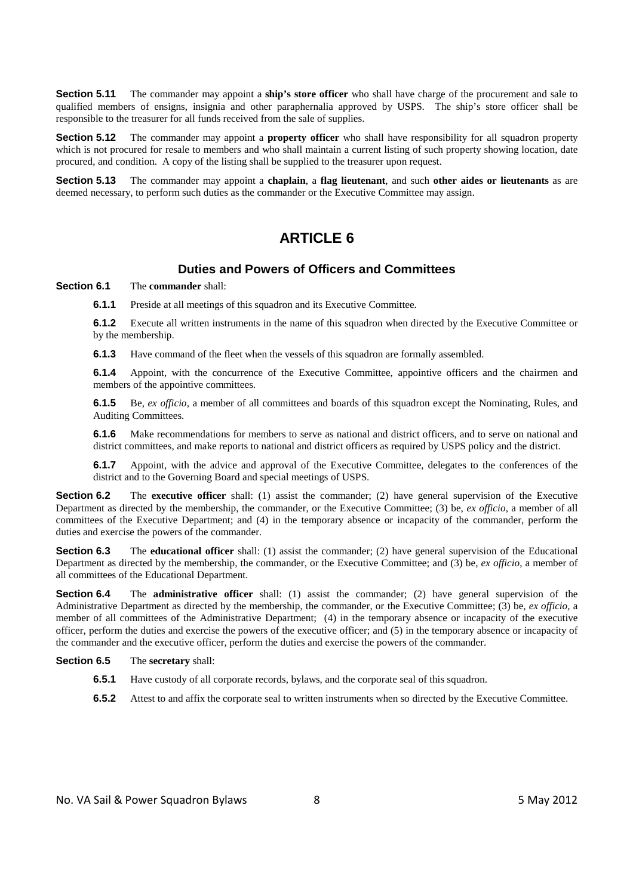**Section 5.11** The commander may appoint a **ship's store officer** who shall have charge of the procurement and sale to qualified members of ensigns, insignia and other paraphernalia approved by USPS. The ship's store officer shall be responsible to the treasurer for all funds received from the sale of supplies.

**Section 5.12** The commander may appoint a **property officer** who shall have responsibility for all squadron property which is not procured for resale to members and who shall maintain a current listing of such property showing location, date procured, and condition. A copy of the listing shall be supplied to the treasurer upon request.

**Section 5.13** The commander may appoint a **chaplain**, a **flag lieutenant**, and such **other aides or lieutenants** as are deemed necessary, to perform such duties as the commander or the Executive Committee may assign.

# ARTICLE 6

## Duties and Powers of Officers and Committees

**Section 6.1** The **commander** shall:

**6.1.1** Preside at all meetings of this squadron and its Executive Committee.

**6.1.2** Execute all written instruments in the name of this squadron when directed by the Executive Committee or by the membership.

**6.1.3** Have command of the fleet when the vessels of this squadron are formally assembled.

**6.1.4** Appoint, with the concurrence of the Executive Committee, appointive officers and the chairmen and members of the appointive committees.

**6.1.5** Be, *ex officio*, a member of all committees and boards of this squadron except the Nominating, Rules, and Auditing Committees.

**6.1.6** Make recommendations for members to serve as national and district officers, and to serve on national and district committees, and make reports to national and district officers as required by USPS policy and the district.

**6.1.7** Appoint, with the advice and approval of the Executive Committee, delegates to the conferences of the district and to the Governing Board and special meetings of USPS.

**Section 6.2** The **executive officer** shall: (1) assist the commander; (2) have general supervision of the Executive Department as directed by the membership, the commander, or the Executive Committee; (3) be, *ex officio*, a member of all committees of the Executive Department; and (4) in the temporary absence or incapacity of the commander, perform the duties and exercise the powers of the commander.

**Section 6.3** The **educational officer** shall: (1) assist the commander; (2) have general supervision of the Educational Department as directed by the membership, the commander, or the Executive Committee; and (3) be, *ex officio*, a member of all committees of the Educational Department.

**Section 6.4** The **administrative officer** shall: (1) assist the commander; (2) have general supervision of the Administrative Department as directed by the membership, the commander, or the Executive Committee; (3) be, *ex officio*, a member of all committees of the Administrative Department; (4) in the temporary absence or incapacity of the executive officer, perform the duties and exercise the powers of the executive officer; and (5) in the temporary absence or incapacity of the commander and the executive officer, perform the duties and exercise the powers of the commander.

**Section 6.5** The **secretary** shall:

**6.5.1** Have custody of all corporate records, bylaws, and the corporate seal of this squadron.

**6.5.2** Attest to and affix the corporate seal to written instruments when so directed by the Executive Committee.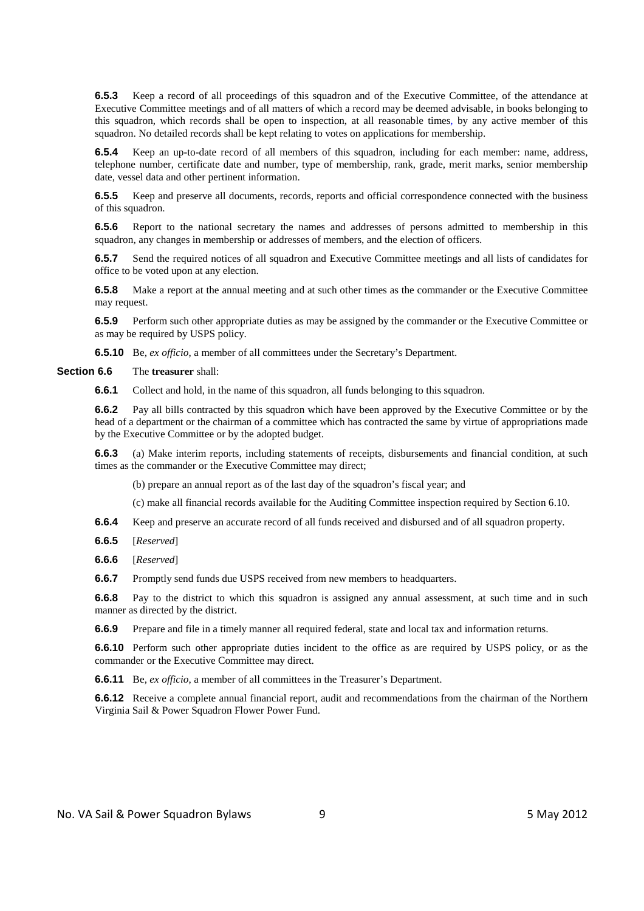**6.5.3** Keep a record of all proceedings of this squadron and of the Executive Committee, of the attendance at Executive Committee meetings and of all matters of which a record may be deemed advisable, in books belonging to this squadron, which records shall be open to inspection, at all reasonable times, by any active member of this squadron. No detailed records shall be kept relating to votes on applications for membership.

**6.5.4** Keep an up-to-date record of all members of this squadron, including for each member: name, address, telephone number, certificate date and number, type of membership, rank, grade, merit marks, senior membership date, vessel data and other pertinent information.

**6.5.5** Keep and preserve all documents, records, reports and official correspondence connected with the business of this squadron.

**6.5.6** Report to the national secretary the names and addresses of persons admitted to membership in this squadron, any changes in membership or addresses of members, and the election of officers.

**6.5.7** Send the required notices of all squadron and Executive Committee meetings and all lists of candidates for office to be voted upon at any election.

**6.5.8** Make a report at the annual meeting and at such other times as the commander or the Executive Committee may request.

**6.5.9** Perform such other appropriate duties as may be assigned by the commander or the Executive Committee or as may be required by USPS policy.

**6.5.10** Be, *ex officio*, a member of all committees under the Secretary's Department.

**Section 6.6** The **treasurer** shall:

**6.6.1** Collect and hold, in the name of this squadron, all funds belonging to this squadron.

**6.6.2** Pay all bills contracted by this squadron which have been approved by the Executive Committee or by the head of a department or the chairman of a committee which has contracted the same by virtue of appropriations made by the Executive Committee or by the adopted budget.

**6.6.3** (a) Make interim reports, including statements of receipts, disbursements and financial condition, at such times as the commander or the Executive Committee may direct;

(b) prepare an annual report as of the last day of the squadron's fiscal year; and

(c) make all financial records available for the Auditing Committee inspection required by Section 6.10.

**6.6.4** Keep and preserve an accurate record of all funds received and disbursed and of all squadron property.

**6.6.5** [*Reserved*]

**6.6.6** [*Reserved*]

**6.6.7** Promptly send funds due USPS received from new members to headquarters.

**6.6.8** Pay to the district to which this squadron is assigned any annual assessment, at such time and in such manner as directed by the district.

**6.6.9** Prepare and file in a timely manner all required federal, state and local tax and information returns.

**6.6.10** Perform such other appropriate duties incident to the office as are required by USPS policy, or as the commander or the Executive Committee may direct.

**6.6.11** Be, *ex officio*, a member of all committees in the Treasurer's Department.

**6.6.12** Receive a complete annual financial report, audit and recommendations from the chairman of the Northern Virginia Sail & Power Squadron Flower Power Fund.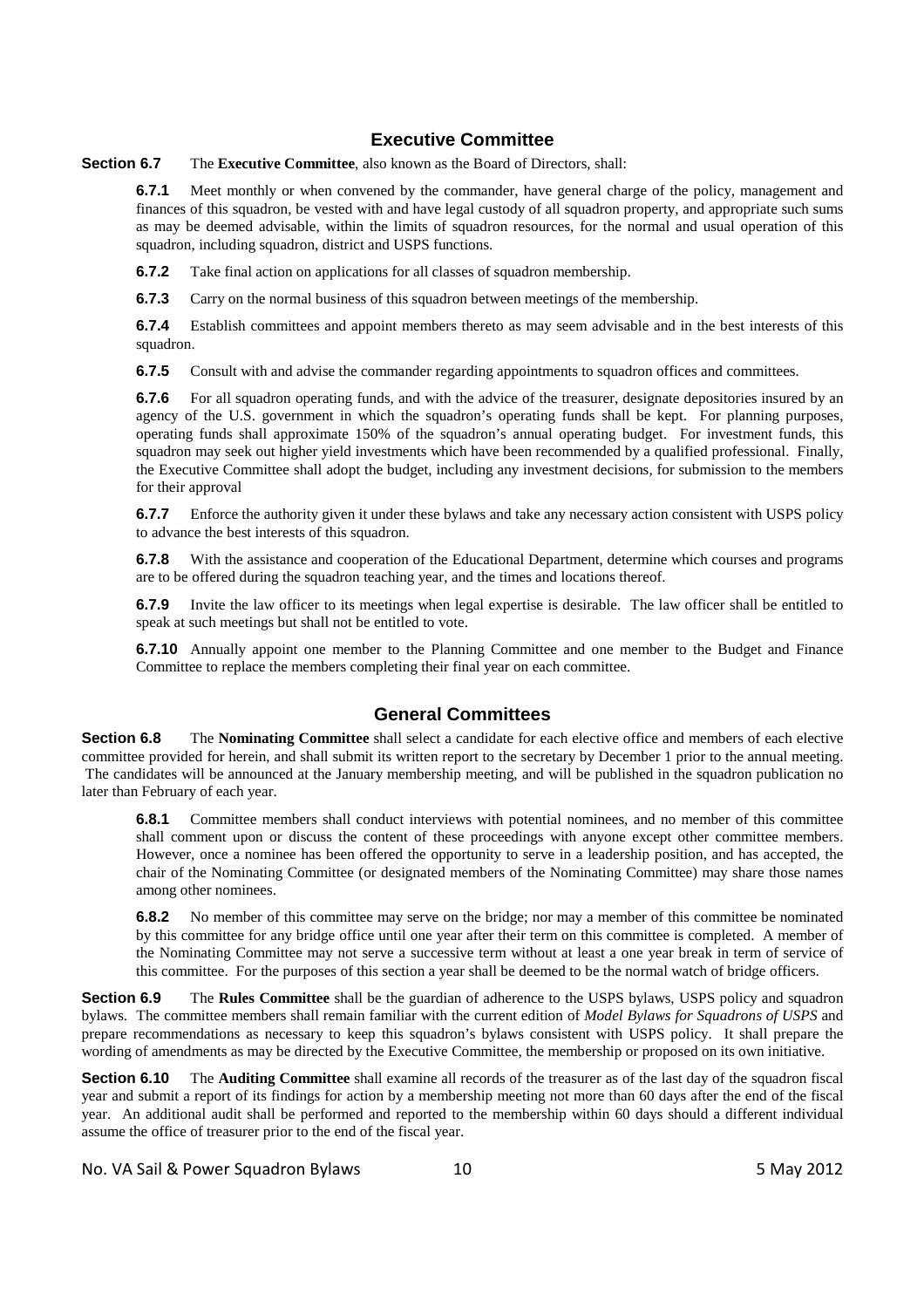## Executive Committee

**Section 6.7** The **Executive Committee**, also known as the Board of Directors, shall:

**6.7.1** Meet monthly or when convened by the commander, have general charge of the policy, management and finances of this squadron, be vested with and have legal custody of all squadron property, and appropriate such sums as may be deemed advisable, within the limits of squadron resources, for the normal and usual operation of this squadron, including squadron, district and USPS functions.

**6.7.2** Take final action on applications for all classes of squadron membership.

**6.7.3** Carry on the normal business of this squadron between meetings of the membership.

**6.7.4** Establish committees and appoint members thereto as may seem advisable and in the best interests of this squadron.

**6.7.5** Consult with and advise the commander regarding appointments to squadron offices and committees.

**6.7.6** For all squadron operating funds, and with the advice of the treasurer, designate depositories insured by an agency of the U.S. government in which the squadron's operating funds shall be kept. For planning purposes, operating funds shall approximate 150% of the squadron's annual operating budget. For investment funds, this squadron may seek out higher yield investments which have been recommended by a qualified professional. Finally, the Executive Committee shall adopt the budget, including any investment decisions, for submission to the members for their approval

**6.7.7** Enforce the authority given it under these bylaws and take any necessary action consistent with USPS policy to advance the best interests of this squadron.

**6.7.8** With the assistance and cooperation of the Educational Department, determine which courses and programs are to be offered during the squadron teaching year, and the times and locations thereof.

**6.7.9** Invite the law officer to its meetings when legal expertise is desirable. The law officer shall be entitled to speak at such meetings but shall not be entitled to vote.

**6.7.10** Annually appoint one member to the Planning Committee and one member to the Budget and Finance Committee to replace the members completing their final year on each committee.

## General Committees

**Section 6.8** The **Nominating Committee** shall select a candidate for each elective office and members of each elective committee provided for herein, and shall submit its written report to the secretary by December 1 prior to the annual meeting. The candidates will be announced at the January membership meeting, and will be published in the squadron publication no later than February of each year.

**6.8.1** Committee members shall conduct interviews with potential nominees, and no member of this committee shall comment upon or discuss the content of these proceedings with anyone except other committee members. However, once a nominee has been offered the opportunity to serve in a leadership position, and has accepted, the chair of the Nominating Committee (or designated members of the Nominating Committee) may share those names among other nominees.

**6.8.2** No member of this committee may serve on the bridge; nor may a member of this committee be nominated by this committee for any bridge office until one year after their term on this committee is completed. A member of the Nominating Committee may not serve a successive term without at least a one year break in term of service of this committee. For the purposes of this section a year shall be deemed to be the normal watch of bridge officers.

**Section 6.9** The **Rules Committee** shall be the guardian of adherence to the USPS bylaws, USPS policy and squadron bylaws. The committee members shall remain familiar with the current edition of *Model Bylaws for Squadrons of USPS* and prepare recommendations as necessary to keep this squadron's bylaws consistent with USPS policy. It shall prepare the wording of amendments as may be directed by the Executive Committee, the membership or proposed on its own initiative.

**Section 6.10** The **Auditing Committee** shall examine all records of the treasurer as of the last day of the squadron fiscal year and submit a report of its findings for action by a membership meeting not more than 60 days after the end of the fiscal year. An additional audit shall be performed and reported to the membership within 60 days should a different individual assume the office of treasurer prior to the end of the fiscal year.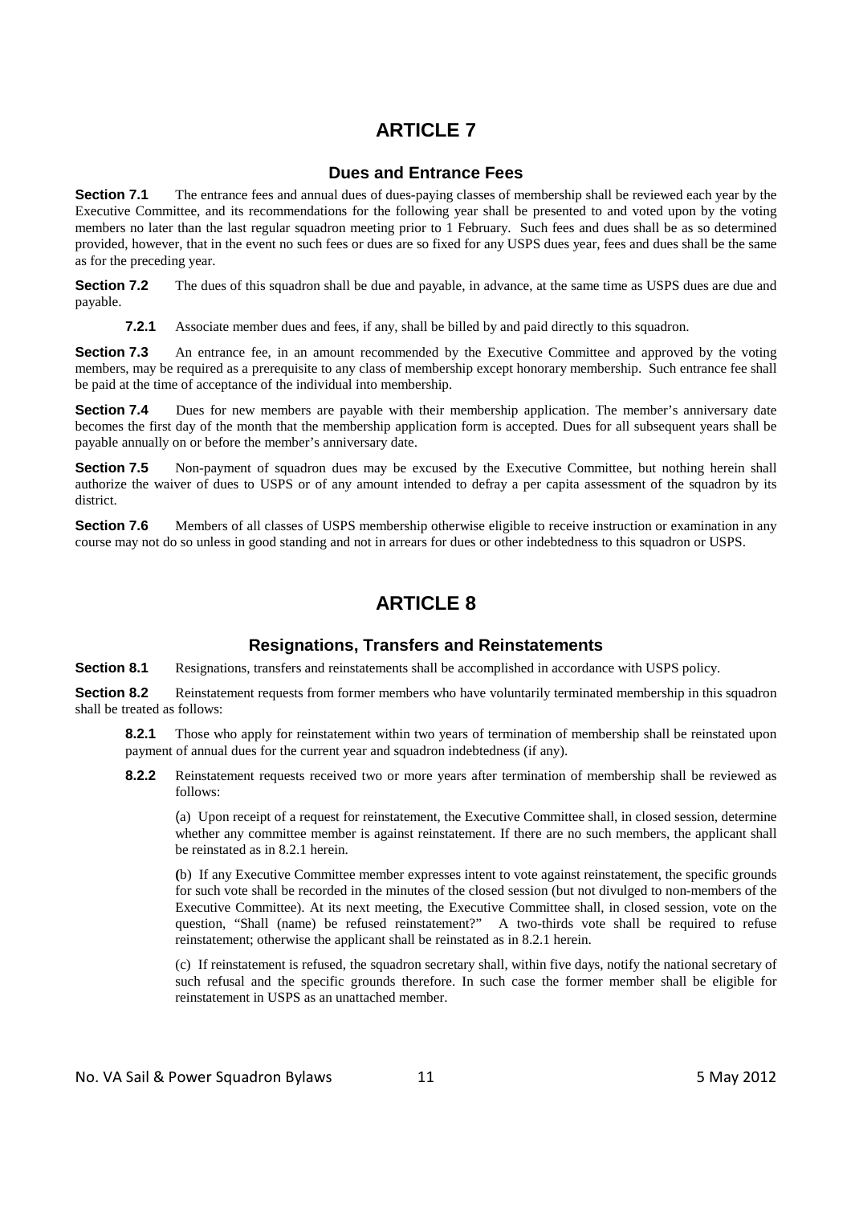# ARTICLE 7

## Dues and Entrance Fees

**Section 7.1** The entrance fees and annual dues of dues-paying classes of membership shall be reviewed each year by the Executive Committee, and its recommendations for the following year shall be presented to and voted upon by the voting members no later than the last regular squadron meeting prior to 1 February. Such fees and dues shall be as so determined provided, however, that in the event no such fees or dues are so fixed for any USPS dues year, fees and dues shall be the same as for the preceding year.

**Section 7.2** The dues of this squadron shall be due and payable, in advance, at the same time as USPS dues are due and payable.

> **7.2.1** Associate member dues and fees, if any, shall be billed by and paid directly to this squadron.

**Section 7.3** An entrance fee, in an amount recommended by the Executive Committee and approved by the voting members, may be required as a prerequisite to any class of membership except honorary membership. Such entrance fee shall be paid at the time of acceptance of the individual into membership.

**Section 7.4** Dues for new members are payable with their membership application. The member's anniversary date becomes the first day of the month that the membership application form is accepted. Dues for all subsequent years shall be payable annually on or before the member's anniversary date.

**Section 7.5** Non-payment of squadron dues may be excused by the Executive Committee, but nothing herein shall authorize the waiver of dues to USPS or of any amount intended to defray a per capita assessment of the squadron by its district.

**Section 7.6** Members of all classes of USPS membership otherwise eligible to receive instruction or examination in any course may not do so unless in good standing and not in arrears for dues or other indebtedness to this squadron or USPS.

# ARTICLE 8

## Resignations, Transfers and Reinstatements

**Section 8.1** Resignations, transfers and reinstatements shall be accomplished in accordance with USPS policy.

**Section 8.2** Reinstatement requests from former members who have voluntarily terminated membership in this squadron shall be treated as follows:

> **8.2.1** Those who apply for reinstatement within two years of termination of membership shall be reinstated upon payment of annual dues for the current year and squadron indebtedness (if any).
>
> **8.2.2** Reinstatement requests received two or more years after termination of membership shall be reviewed as follows:
>
> (a) Upon receipt of a request for reinstatement, the Executive Committee shall, in closed session, determine whether any committee member is against reinstatement. If there are no such members, the applicant shall be reinstated as in 8.2.1 herein.
>
> (b) If any Executive Committee member expresses intent to vote against reinstatement, the specific grounds for such vote shall be recorded in the minutes of the closed session (but not divulged to non-members of the Executive Committee). At its next meeting, the Executive Committee shall, in closed session, vote on the question, "Shall (name) be refused reinstatement?" A two-thirds vote shall be required to refuse reinstatement; otherwise the applicant shall be reinstated as in 8.2.1 herein.
>
> (c) If reinstatement is refused, the squadron secretary shall, within five days, notify the national secretary of such refusal and the specific grounds therefore. In such case the former member shall be eligible for reinstatement in USPS as an unattached member.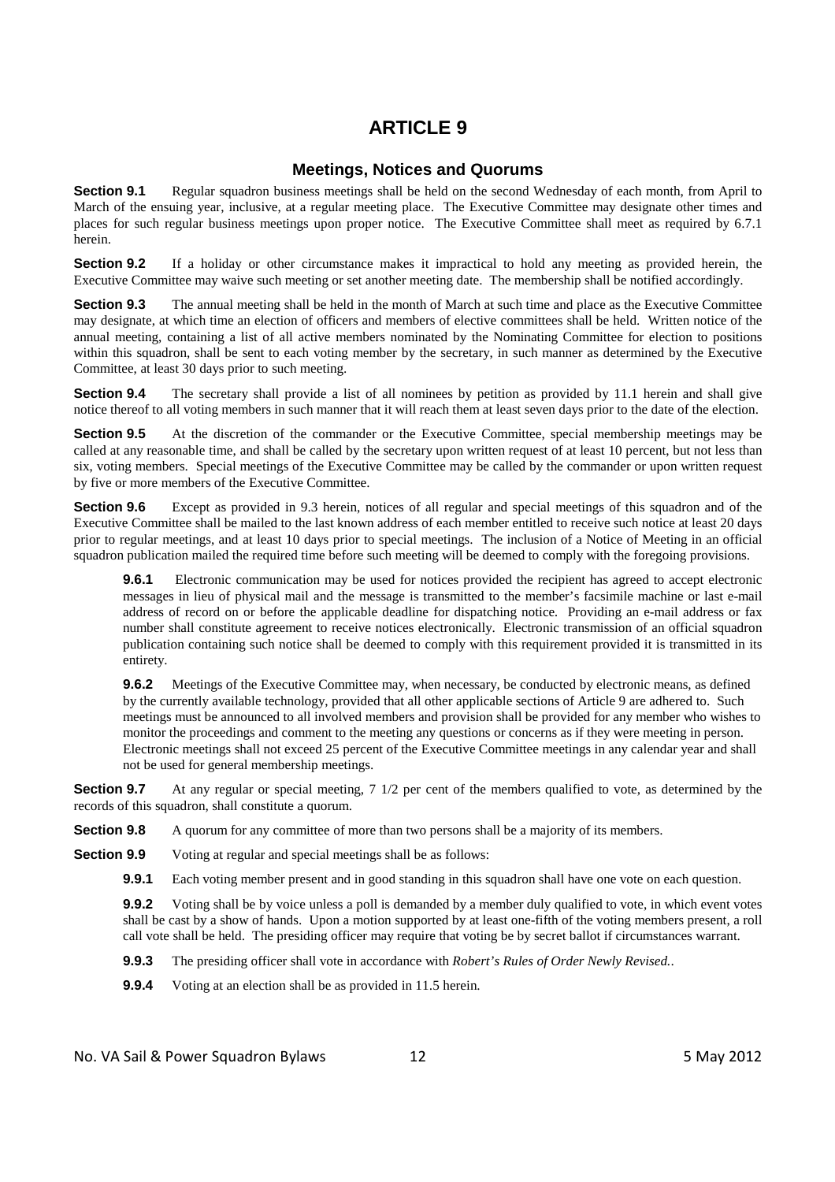# ARTICLE 9

## Meetings, Notices and Quorums

**Section 9.1** Regular squadron business meetings shall be held on the second Wednesday of each month, from April to March of the ensuing year, inclusive, at a regular meeting place. The Executive Committee may designate other times and places for such regular business meetings upon proper notice. The Executive Committee shall meet as required by 6.7.1 herein.

**Section 9.2** If a holiday or other circumstance makes it impractical to hold any meeting as provided herein, the Executive Committee may waive such meeting or set another meeting date. The membership shall be notified accordingly.

**Section 9.3** The annual meeting shall be held in the month of March at such time and place as the Executive Committee may designate, at which time an election of officers and members of elective committees shall be held. Written notice of the annual meeting, containing a list of all active members nominated by the Nominating Committee for election to positions within this squadron, shall be sent to each voting member by the secretary, in such manner as determined by the Executive Committee, at least 30 days prior to such meeting.

**Section 9.4** The secretary shall provide a list of all nominees by petition as provided by 11.1 herein and shall give notice thereof to all voting members in such manner that it will reach them at least seven days prior to the date of the election.

**Section 9.5** At the discretion of the commander or the Executive Committee, special membership meetings may be called at any reasonable time, and shall be called by the secretary upon written request of at least 10 percent, but not less than six, voting members. Special meetings of the Executive Committee may be called by the commander or upon written request by five or more members of the Executive Committee.

**Section 9.6** Except as provided in 9.3 herein, notices of all regular and special meetings of this squadron and of the Executive Committee shall be mailed to the last known address of each member entitled to receive such notice at least 20 days prior to regular meetings, and at least 10 days prior to special meetings. The inclusion of a Notice of Meeting in an official squadron publication mailed the required time before such meeting will be deemed to comply with the foregoing provisions.

> **9.6.1** Electronic communication may be used for notices provided the recipient has agreed to accept electronic messages in lieu of physical mail and the message is transmitted to the member's facsimile machine or last e-mail address of record on or before the applicable deadline for dispatching notice. Providing an e-mail address or fax number shall constitute agreement to receive notices electronically. Electronic transmission of an official squadron publication containing such notice shall be deemed to comply with this requirement provided it is transmitted in its entirety.
>
> **9.6.2** Meetings of the Executive Committee may, when necessary, be conducted by electronic means, as defined by the currently available technology, provided that all other applicable sections of Article 9 are adhered to. Such meetings must be announced to all involved members and provision shall be provided for any member who wishes to monitor the proceedings and comment to the meeting any questions or concerns as if they were meeting in person. Electronic meetings shall not exceed 25 percent of the Executive Committee meetings in any calendar year and shall not be used for general membership meetings.

**Section 9.7** At any regular or special meeting, 7 1/2 per cent of the members qualified to vote, as determined by the records of this squadron, shall constitute a quorum.

**Section 9.8** A quorum for any committee of more than two persons shall be a majority of its members.

**Section 9.9** Voting at regular and special meetings shall be as follows:

> **9.9.1** Each voting member present and in good standing in this squadron shall have one vote on each question.
>
> **9.9.2** Voting shall be by voice unless a poll is demanded by a member duly qualified to vote, in which event votes shall be cast by a show of hands. Upon a motion supported by at least one-fifth of the voting members present, a roll call vote shall be held. The presiding officer may require that voting be by secret ballot if circumstances warrant.
>
> **9.9.3** The presiding officer shall vote in accordance with *Robert's Rules of Order Newly Revised.*.
>
> **9.9.4** Voting at an election shall be as provided in 11.5 herein.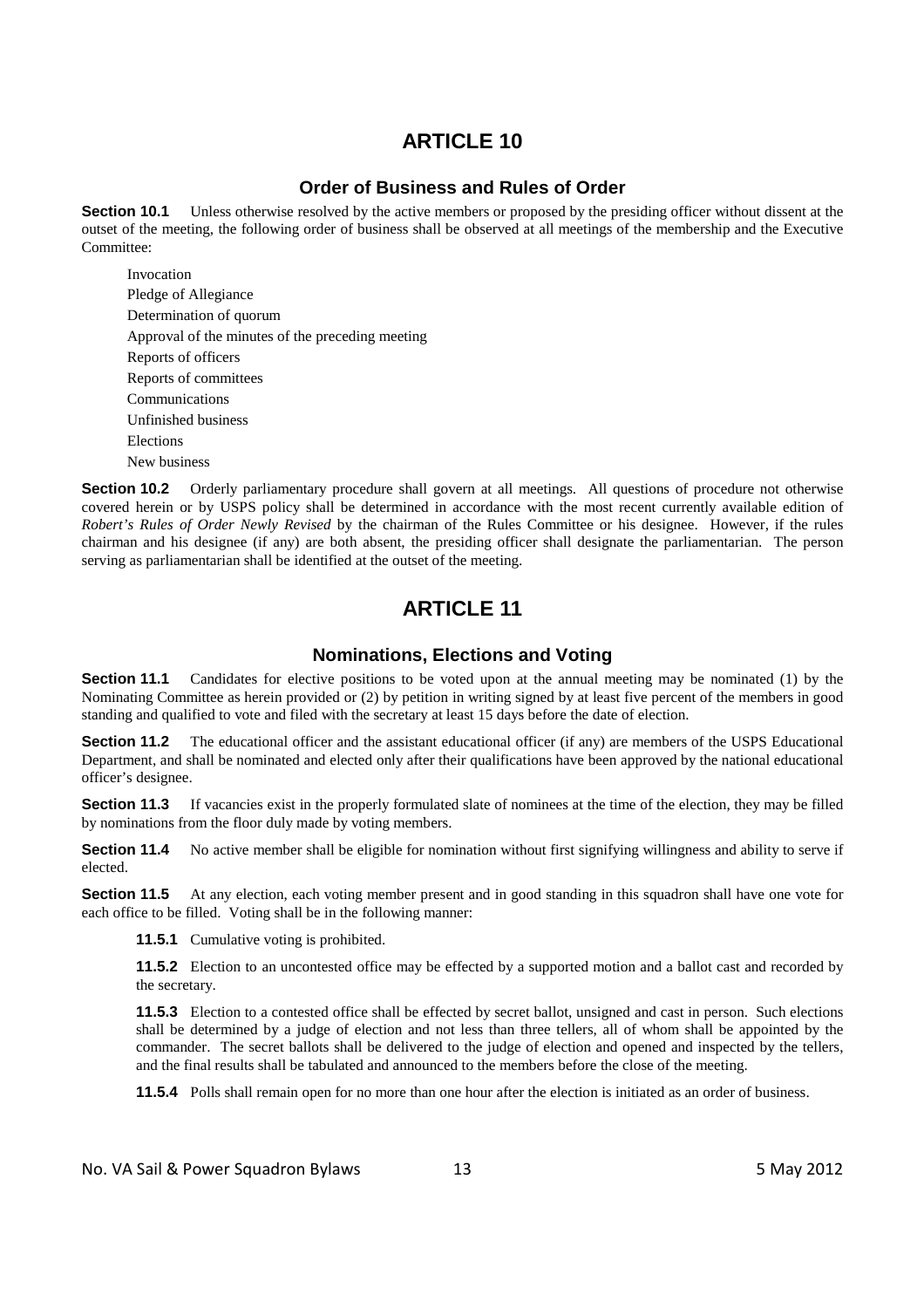# ARTICLE 10

## Order of Business and Rules of Order

**Section 10.1** Unless otherwise resolved by the active members or proposed by the presiding officer without dissent at the outset of the meeting, the following order of business shall be observed at all meetings of the membership and the Executive Committee:

Invocation
Pledge of Allegiance
Determination of quorum
Approval of the minutes of the preceding meeting
Reports of officers
Reports of committees
Communications
Unfinished business
Elections
New business

**Section 10.2** Orderly parliamentary procedure shall govern at all meetings. All questions of procedure not otherwise covered herein or by USPS policy shall be determined in accordance with the most recent currently available edition of *Robert's Rules of Order Newly Revised* by the chairman of the Rules Committee or his designee. However, if the rules chairman and his designee (if any) are both absent, the presiding officer shall designate the parliamentarian. The person serving as parliamentarian shall be identified at the outset of the meeting.

# ARTICLE 11

## Nominations, Elections and Voting

**Section 11.1** Candidates for elective positions to be voted upon at the annual meeting may be nominated (1) by the Nominating Committee as herein provided or (2) by petition in writing signed by at least five percent of the members in good standing and qualified to vote and filed with the secretary at least 15 days before the date of election.

**Section 11.2** The educational officer and the assistant educational officer (if any) are members of the USPS Educational Department, and shall be nominated and elected only after their qualifications have been approved by the national educational officer's designee.

**Section 11.3** If vacancies exist in the properly formulated slate of nominees at the time of the election, they may be filled by nominations from the floor duly made by voting members.

**Section 11.4** No active member shall be eligible for nomination without first signifying willingness and ability to serve if elected.

**Section 11.5** At any election, each voting member present and in good standing in this squadron shall have one vote for each office to be filled. Voting shall be in the following manner:

**11.5.1** Cumulative voting is prohibited.

**11.5.2** Election to an uncontested office may be effected by a supported motion and a ballot cast and recorded by the secretary.

**11.5.3** Election to a contested office shall be effected by secret ballot, unsigned and cast in person. Such elections shall be determined by a judge of election and not less than three tellers, all of whom shall be appointed by the commander. The secret ballots shall be delivered to the judge of election and opened and inspected by the tellers, and the final results shall be tabulated and announced to the members before the close of the meeting.

**11.5.4** Polls shall remain open for no more than one hour after the election is initiated as an order of business.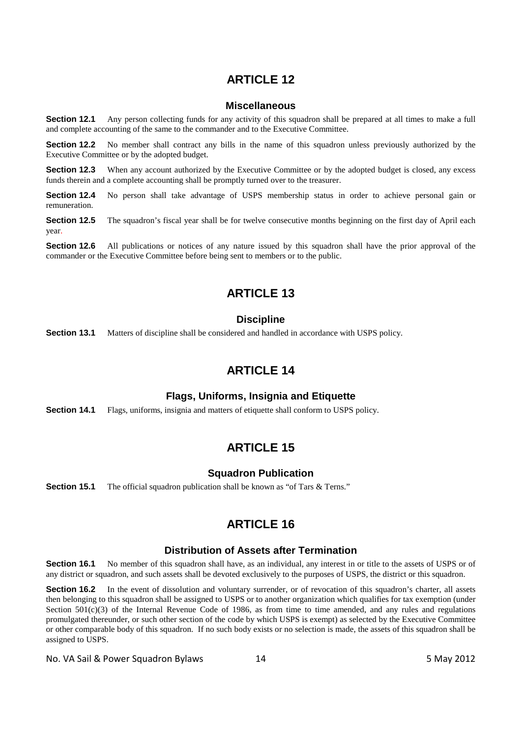# ARTICLE 12

## Miscellaneous

**Section 12.1** Any person collecting funds for any activity of this squadron shall be prepared at all times to make a full and complete accounting of the same to the commander and to the Executive Committee.

**Section 12.2** No member shall contract any bills in the name of this squadron unless previously authorized by the Executive Committee or by the adopted budget.

**Section 12.3** When any account authorized by the Executive Committee or by the adopted budget is closed, any excess funds therein and a complete accounting shall be promptly turned over to the treasurer.

**Section 12.4** No person shall take advantage of USPS membership status in order to achieve personal gain or remuneration.

**Section 12.5** The squadron's fiscal year shall be for twelve consecutive months beginning on the first day of April each year.

**Section 12.6** All publications or notices of any nature issued by this squadron shall have the prior approval of the commander or the Executive Committee before being sent to members or to the public.

# ARTICLE 13

## Discipline

**Section 13.1** Matters of discipline shall be considered and handled in accordance with USPS policy.

# ARTICLE 14

## Flags, Uniforms, Insignia and Etiquette

**Section 14.1** Flags, uniforms, insignia and matters of etiquette shall conform to USPS policy.

# ARTICLE 15

## Squadron Publication

**Section 15.1** The official squadron publication shall be known as "of Tars & Terns."

# ARTICLE 16

## Distribution of Assets after Termination

**Section 16.1** No member of this squadron shall have, as an individual, any interest in or title to the assets of USPS or of any district or squadron, and such assets shall be devoted exclusively to the purposes of USPS, the district or this squadron.

**Section 16.2** In the event of dissolution and voluntary surrender, or of revocation of this squadron's charter, all assets then belonging to this squadron shall be assigned to USPS or to another organization which qualifies for tax exemption (under Section 501(c)(3) of the Internal Revenue Code of 1986, as from time to time amended, and any rules and regulations promulgated thereunder, or such other section of the code by which USPS is exempt) as selected by the Executive Committee or other comparable body of this squadron. If no such body exists or no selection is made, the assets of this squadron shall be assigned to USPS.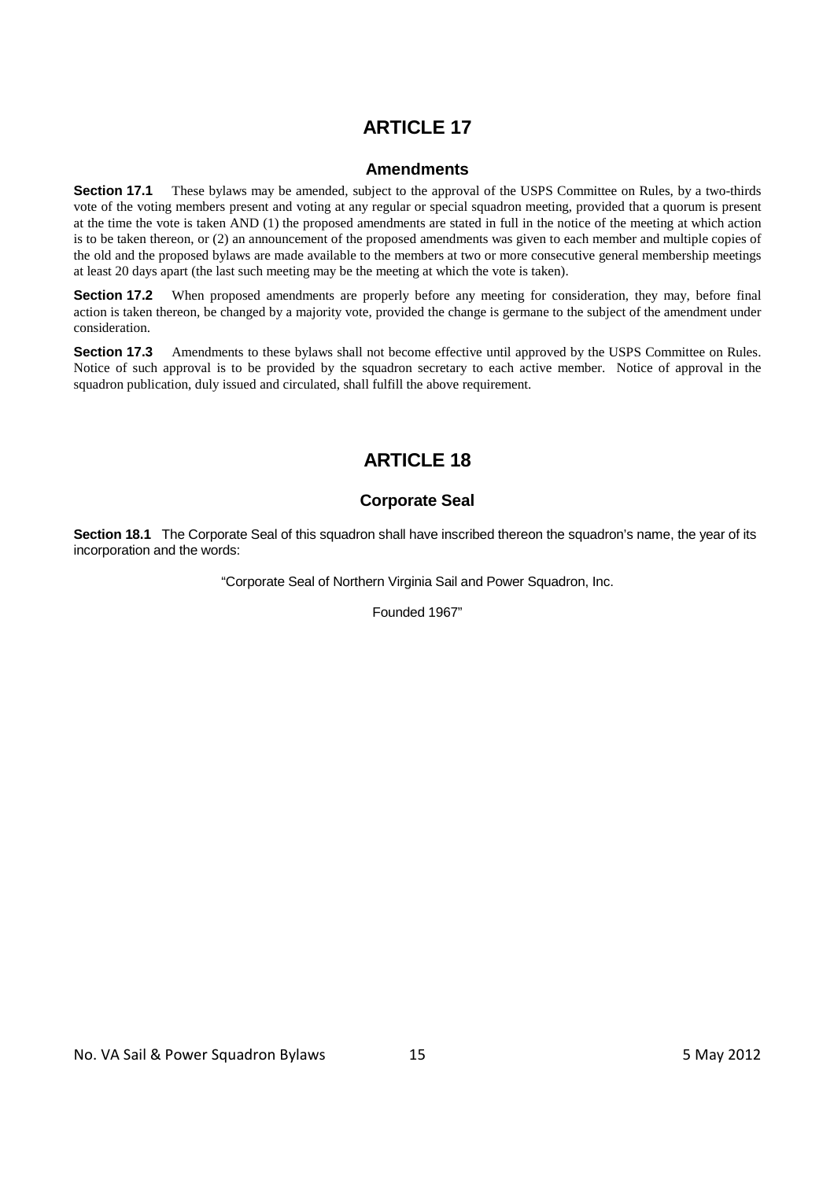# ARTICLE 17

## Amendments

**Section 17.1** These bylaws may be amended, subject to the approval of the USPS Committee on Rules, by a two-thirds vote of the voting members present and voting at any regular or special squadron meeting, provided that a quorum is present at the time the vote is taken AND (1) the proposed amendments are stated in full in the notice of the meeting at which action is to be taken thereon, or (2) an announcement of the proposed amendments was given to each member and multiple copies of the old and the proposed bylaws are made available to the members at two or more consecutive general membership meetings at least 20 days apart (the last such meeting may be the meeting at which the vote is taken).

**Section 17.2** When proposed amendments are properly before any meeting for consideration, they may, before final action is taken thereon, be changed by a majority vote, provided the change is germane to the subject of the amendment under consideration.

**Section 17.3** Amendments to these bylaws shall not become effective until approved by the USPS Committee on Rules. Notice of such approval is to be provided by the squadron secretary to each active member. Notice of approval in the squadron publication, duly issued and circulated, shall fulfill the above requirement.

# ARTICLE 18

## Corporate Seal

**Section 18.1** The Corporate Seal of this squadron shall have inscribed thereon the squadron's name, the year of its incorporation and the words:

"Corporate Seal of Northern Virginia Sail and Power Squadron, Inc.

Founded 1967"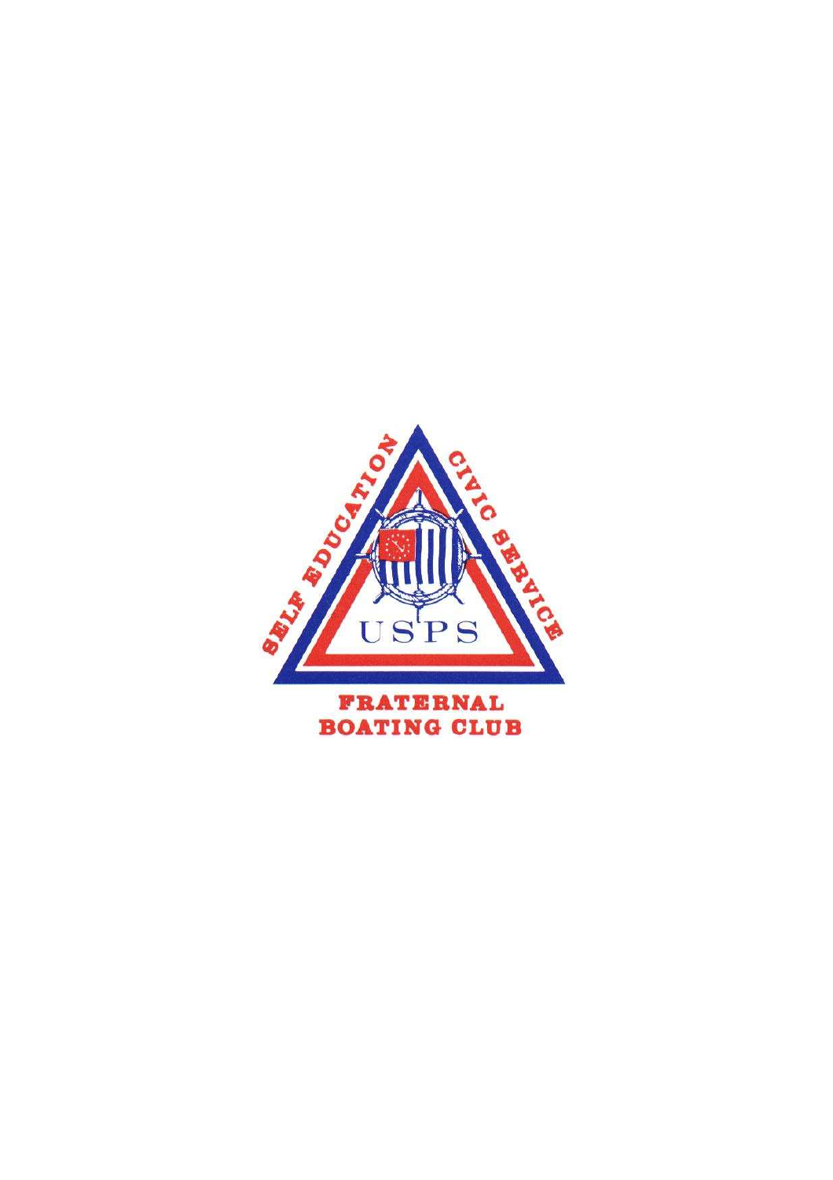SELF EDUCATION

CIVIC SERVICE

USPS

FRATERNAL
BOATING CLUB